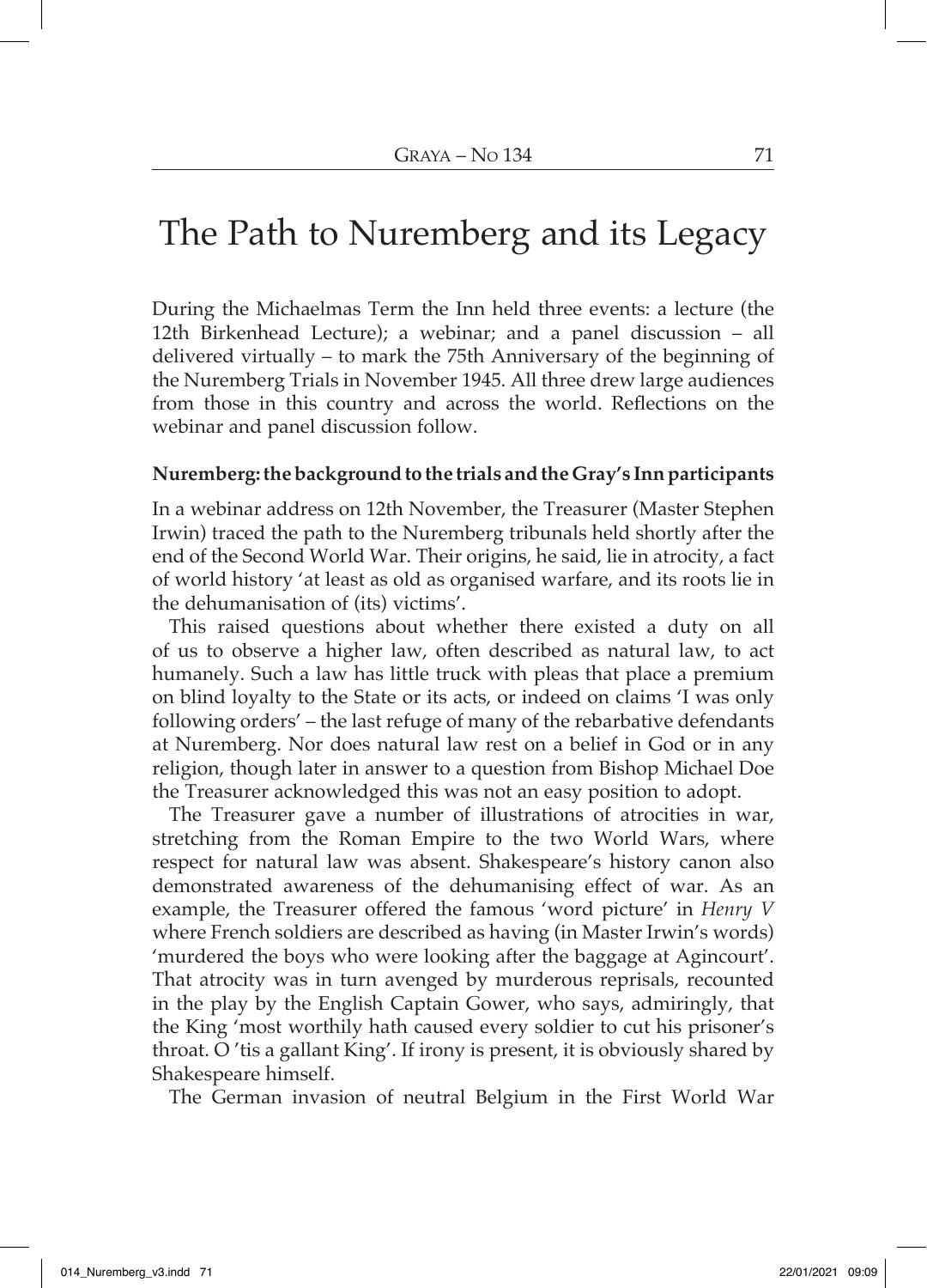# The Path to Nuremberg and its Legacy

During the Michaelmas Term the Inn held three events: a lecture (the 12th Birkenhead Lecture); a webinar; and a panel discussion – all delivered virtually – to mark the 75th Anniversary of the beginning of the Nuremberg Trials in November 1945. All three drew large audiences from those in this country and across the world. Reflections on the webinar and panel discussion follow.

**Nuremberg: the background to the trials and the Gray's Inn participants**

In a webinar address on 12th November, the Treasurer (Master Stephen Irwin) traced the path to the Nuremberg tribunals held shortly after the end of the Second World War. Their origins, he said, lie in atrocity, a fact of world history 'at least as old as organised warfare, and its roots lie in the dehumanisation of (its) victims'.

This raised questions about whether there existed a duty on all of us to observe a higher law, often described as natural law, to act humanely. Such a law has little truck with pleas that place a premium on blind loyalty to the State or its acts, or indeed on claims 'I was only following orders' – the last refuge of many of the rebarbative defendants at Nuremberg. Nor does natural law rest on a belief in God or in any religion, though later in answer to a question from Bishop Michael Doe the Treasurer acknowledged this was not an easy position to adopt.

The Treasurer gave a number of illustrations of atrocities in war, stretching from the Roman Empire to the two World Wars, where respect for natural law was absent. Shakespeare's history canon also demonstrated awareness of the dehumanising effect of war. As an example, the Treasurer offered the famous 'word picture' in *Henry V* where French soldiers are described as having (in Master Irwin's words) 'murdered the boys who were looking after the baggage at Agincourt'. That atrocity was in turn avenged by murderous reprisals, recounted in the play by the English Captain Gower, who says, admiringly, that the King 'most worthily hath caused every soldier to cut his prisoner's throat. O 'tis a gallant King'. If irony is present, it is obviously shared by Shakespeare himself.

The German invasion of neutral Belgium in the First World War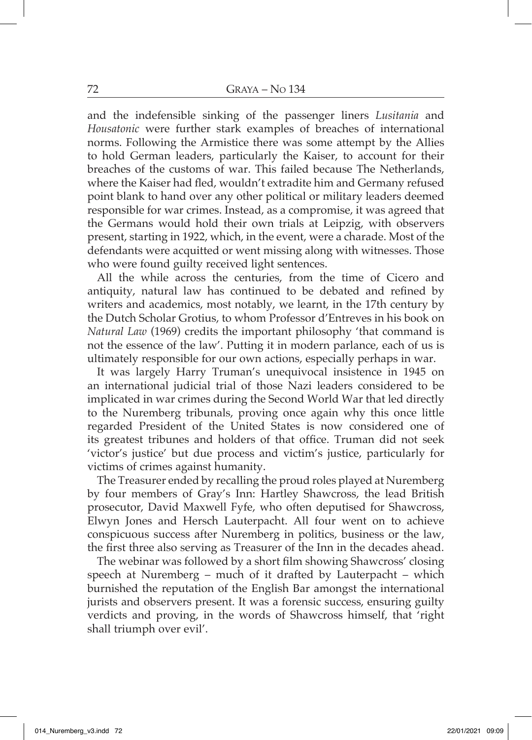and the indefensible sinking of the passenger liners *Lusitania* and *Housatonic* were further stark examples of breaches of international norms. Following the Armistice there was some attempt by the Allies to hold German leaders, particularly the Kaiser, to account for their breaches of the customs of war. This failed because The Netherlands, where the Kaiser had fled, wouldn't extradite him and Germany refused point blank to hand over any other political or military leaders deemed responsible for war crimes. Instead, as a compromise, it was agreed that the Germans would hold their own trials at Leipzig, with observers present, starting in 1922, which, in the event, were a charade. Most of the defendants were acquitted or went missing along with witnesses. Those who were found guilty received light sentences.

All the while across the centuries, from the time of Cicero and antiquity, natural law has continued to be debated and refined by writers and academics, most notably, we learnt, in the 17th century by the Dutch Scholar Grotius, to whom Professor d'Entreves in his book on *Natural Law* (1969) credits the important philosophy 'that command is not the essence of the law'. Putting it in modern parlance, each of us is ultimately responsible for our own actions, especially perhaps in war.

It was largely Harry Truman's unequivocal insistence in 1945 on an international judicial trial of those Nazi leaders considered to be implicated in war crimes during the Second World War that led directly to the Nuremberg tribunals, proving once again why this once little regarded President of the United States is now considered one of its greatest tribunes and holders of that office. Truman did not seek 'victor's justice' but due process and victim's justice, particularly for victims of crimes against humanity.

The Treasurer ended by recalling the proud roles played at Nuremberg by four members of Gray's Inn: Hartley Shawcross, the lead British prosecutor, David Maxwell Fyfe, who often deputised for Shawcross, Elwyn Jones and Hersch Lauterpacht. All four went on to achieve conspicuous success after Nuremberg in politics, business or the law, the first three also serving as Treasurer of the Inn in the decades ahead.

The webinar was followed by a short film showing Shawcross' closing speech at Nuremberg – much of it drafted by Lauterpacht – which burnished the reputation of the English Bar amongst the international jurists and observers present. It was a forensic success, ensuring guilty verdicts and proving, in the words of Shawcross himself, that 'right shall triumph over evil'.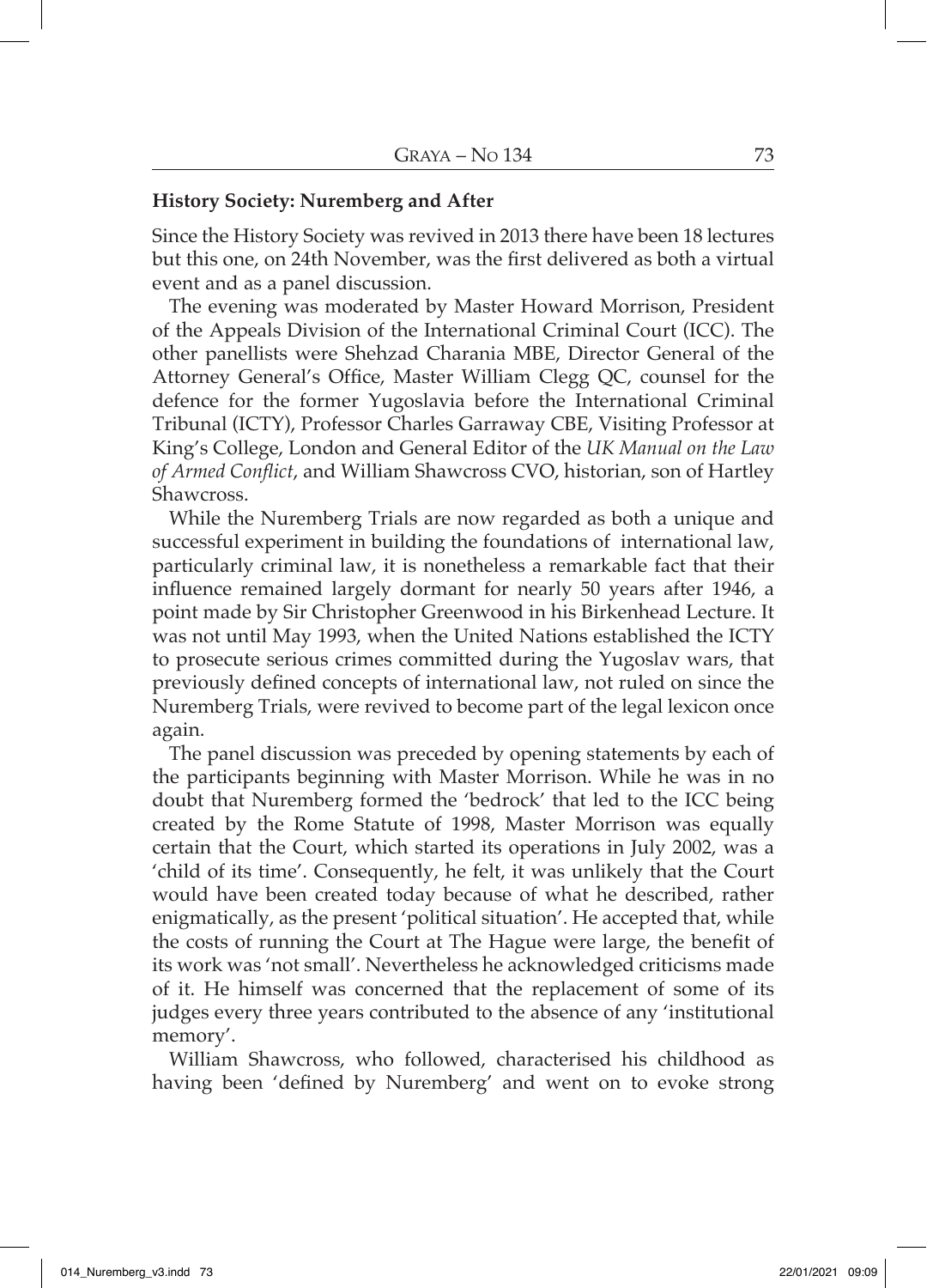### **History Society: Nuremberg and After**

Since the History Society was revived in 2013 there have been 18 lectures but this one, on 24th November, was the first delivered as both a virtual event and as a panel discussion.

The evening was moderated by Master Howard Morrison, President of the Appeals Division of the International Criminal Court (ICC). The other panellists were Shehzad Charania MBE, Director General of the Attorney General's Office, Master William Clegg QC, counsel for the defence for the former Yugoslavia before the International Criminal Tribunal (ICTY), Professor Charles Garraway CBE, Visiting Professor at King's College, London and General Editor of the *UK Manual on the Law of Armed Conflict*, and William Shawcross CVO, historian, son of Hartley Shawcross.

While the Nuremberg Trials are now regarded as both a unique and successful experiment in building the foundations of international law, particularly criminal law, it is nonetheless a remarkable fact that their influence remained largely dormant for nearly 50 years after 1946, a point made by Sir Christopher Greenwood in his Birkenhead Lecture. It was not until May 1993, when the United Nations established the ICTY to prosecute serious crimes committed during the Yugoslav wars, that previously defined concepts of international law, not ruled on since the Nuremberg Trials, were revived to become part of the legal lexicon once again.

The panel discussion was preceded by opening statements by each of the participants beginning with Master Morrison. While he was in no doubt that Nuremberg formed the 'bedrock' that led to the ICC being created by the Rome Statute of 1998, Master Morrison was equally certain that the Court, which started its operations in July 2002, was a 'child of its time'. Consequently, he felt, it was unlikely that the Court would have been created today because of what he described, rather enigmatically, as the present 'political situation'. He accepted that, while the costs of running the Court at The Hague were large, the benefit of its work was 'not small'. Nevertheless he acknowledged criticisms made of it. He himself was concerned that the replacement of some of its judges every three years contributed to the absence of any 'institutional memory'.

William Shawcross, who followed, characterised his childhood as having been 'defined by Nuremberg' and went on to evoke strong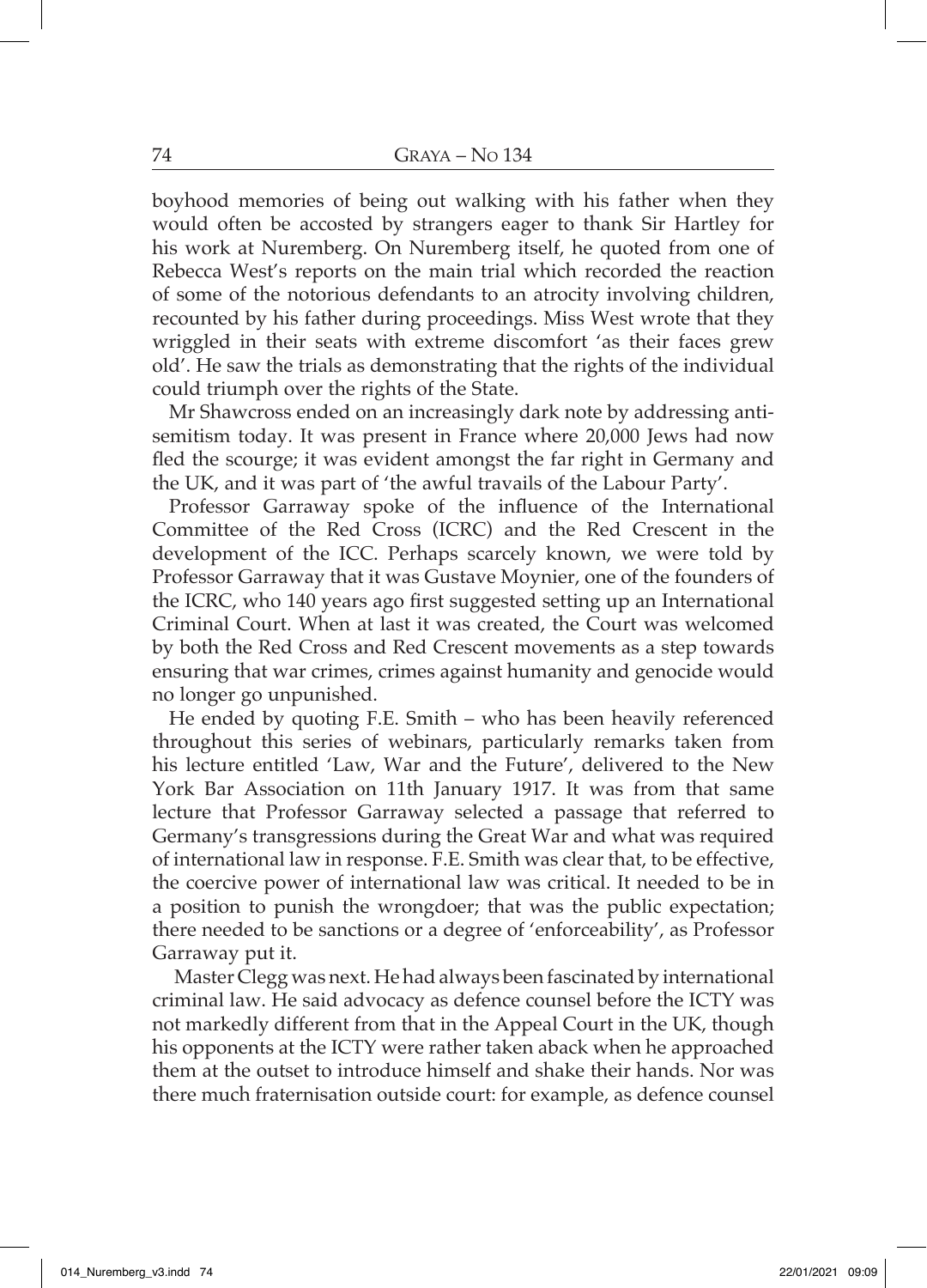boyhood memories of being out walking with his father when they would often be accosted by strangers eager to thank Sir Hartley for his work at Nuremberg. On Nuremberg itself, he quoted from one of Rebecca West's reports on the main trial which recorded the reaction of some of the notorious defendants to an atrocity involving children, recounted by his father during proceedings. Miss West wrote that they wriggled in their seats with extreme discomfort 'as their faces grew old'. He saw the trials as demonstrating that the rights of the individual could triumph over the rights of the State.

Mr Shawcross ended on an increasingly dark note by addressing anti-semitism today. It was present in France where 20,000 Jews had now fled the scourge; it was evident amongst the far right in Germany and the UK, and it was part of 'the awful travails of the Labour Party'.

Professor Garraway spoke of the influence of the International Committee of the Red Cross (ICRC) and the Red Crescent in the development of the ICC. Perhaps scarcely known, we were told by Professor Garraway that it was Gustave Moynier, one of the founders of the ICRC, who 140 years ago first suggested setting up an International Criminal Court. When at last it was created, the Court was welcomed by both the Red Cross and Red Crescent movements as a step towards ensuring that war crimes, crimes against humanity and genocide would no longer go unpunished.

He ended by quoting F.E. Smith – who has been heavily referenced throughout this series of webinars, particularly remarks taken from his lecture entitled 'Law, War and the Future', delivered to the New York Bar Association on 11th January 1917. It was from that same lecture that Professor Garraway selected a passage that referred to Germany's transgressions during the Great War and what was required of international law in response. F.E. Smith was clear that, to be effective, the coercive power of international law was critical. It needed to be in a position to punish the wrongdoer; that was the public expectation; there needed to be sanctions or a degree of 'enforceability', as Professor Garraway put it.

Master Clegg was next. He had always been fascinated by international criminal law. He said advocacy as defence counsel before the ICTY was not markedly different from that in the Appeal Court in the UK, though his opponents at the ICTY were rather taken aback when he approached them at the outset to introduce himself and shake their hands. Nor was there much fraternisation outside court: for example, as defence counsel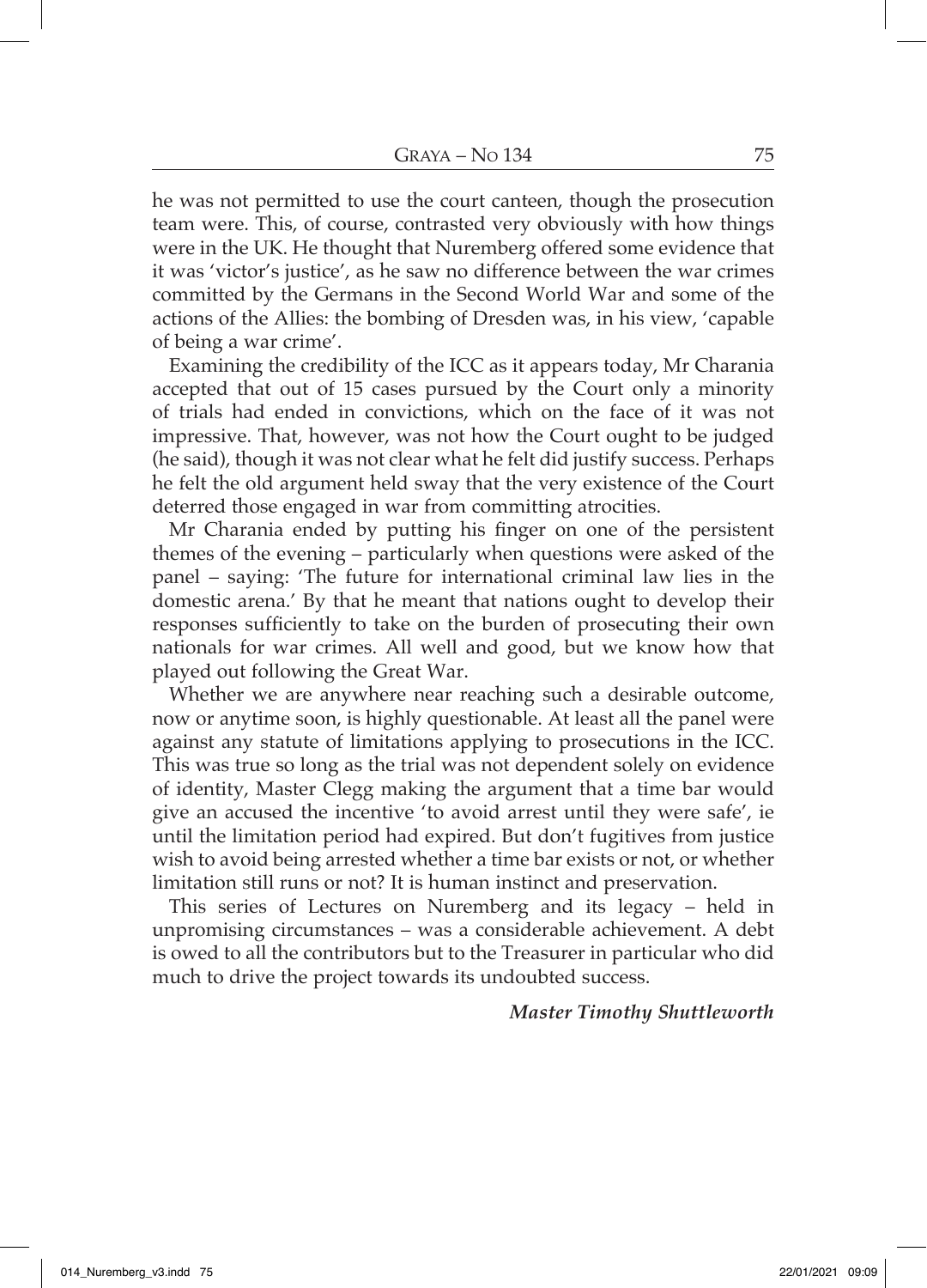he was not permitted to use the court canteen, though the prosecution team were. This, of course, contrasted very obviously with how things were in the UK. He thought that Nuremberg offered some evidence that it was 'victor's justice', as he saw no difference between the war crimes committed by the Germans in the Second World War and some of the actions of the Allies: the bombing of Dresden was, in his view, 'capable of being a war crime'.

Examining the credibility of the ICC as it appears today, Mr Charania accepted that out of 15 cases pursued by the Court only a minority of trials had ended in convictions, which on the face of it was not impressive. That, however, was not how the Court ought to be judged (he said), though it was not clear what he felt did justify success. Perhaps he felt the old argument held sway that the very existence of the Court deterred those engaged in war from committing atrocities.

Mr Charania ended by putting his finger on one of the persistent themes of the evening – particularly when questions were asked of the panel – saying: 'The future for international criminal law lies in the domestic arena.' By that he meant that nations ought to develop their responses sufficiently to take on the burden of prosecuting their own nationals for war crimes. All well and good, but we know how that played out following the Great War.

Whether we are anywhere near reaching such a desirable outcome, now or anytime soon, is highly questionable. At least all the panel were against any statute of limitations applying to prosecutions in the ICC. This was true so long as the trial was not dependent solely on evidence of identity, Master Clegg making the argument that a time bar would give an accused the incentive 'to avoid arrest until they were safe', ie until the limitation period had expired. But don't fugitives from justice wish to avoid being arrested whether a time bar exists or not, or whether limitation still runs or not? It is human instinct and preservation.

This series of Lectures on Nuremberg and its legacy – held in unpromising circumstances – was a considerable achievement. A debt is owed to all the contributors but to the Treasurer in particular who did much to drive the project towards its undoubted success.

***Master Timothy Shuttleworth***